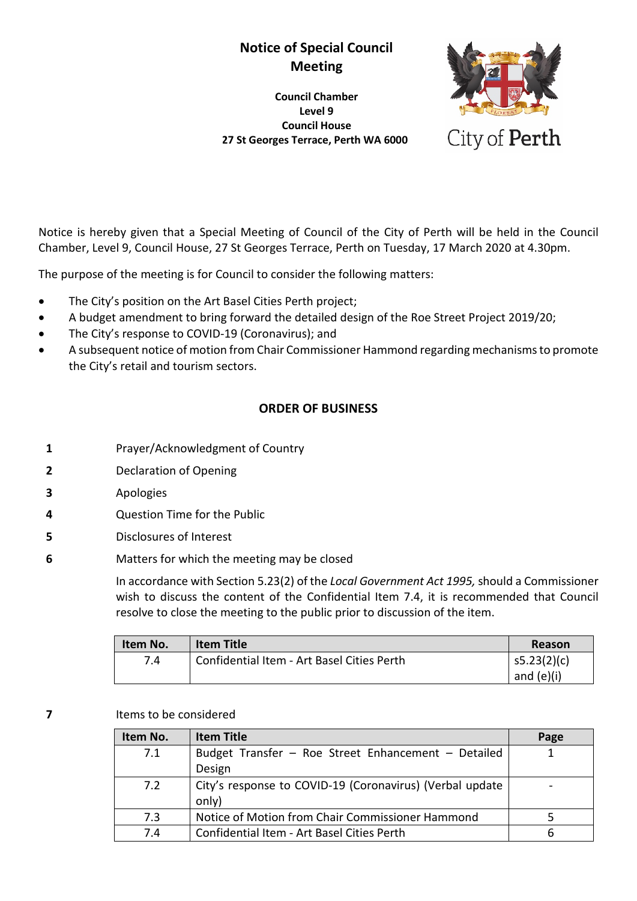# Notice of Special Council Meeting

**Council Chamber**
**Level 9**
**Council House**
**27 St Georges Terrace, Perth WA 6000**

City of Perth

Notice is hereby given that a Special Meeting of Council of the City of Perth will be held in the Council Chamber, Level 9, Council House, 27 St Georges Terrace, Perth on Tuesday, 17 March 2020 at 4.30pm.

The purpose of the meeting is for Council to consider the following matters:

- The City's position on the Art Basel Cities Perth project;
- A budget amendment to bring forward the detailed design of the Roe Street Project 2019/20;
- The City's response to COVID-19 (Coronavirus); and
- A subsequent notice of motion from Chair Commissioner Hammond regarding mechanisms to promote the City's retail and tourism sectors.

## ORDER OF BUSINESS

**1** Prayer/Acknowledgment of Country

**2** Declaration of Opening

**3** Apologies

**4** Question Time for the Public

**5** Disclosures of Interest

**6** Matters for which the meeting may be closed

In accordance with Section 5.23(2) of the *Local Government Act 1995,* should a Commissioner wish to discuss the content of the Confidential Item 7.4, it is recommended that Council resolve to close the meeting to the public prior to discussion of the item.

| Item No. | Item Title | Reason |
|---|---|---|
| 7.4 | Confidential Item - Art Basel Cities Perth | s5.23(2)(c) and (e)(i) |

**7** Items to be considered

| Item No. | Item Title | Page |
|---|---|---|
| 7.1 | Budget Transfer – Roe Street Enhancement – Detailed Design | 1 |
| 7.2 | City's response to COVID-19 (Coronavirus) (Verbal update only) | - |
| 7.3 | Notice of Motion from Chair Commissioner Hammond | 5 |
| 7.4 | Confidential Item - Art Basel Cities Perth | 6 |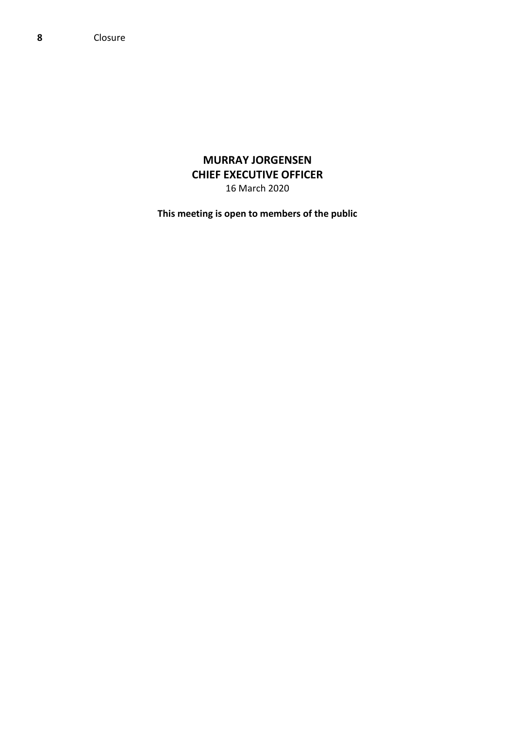**8** Closure

**MURRAY JORGENSEN**
**CHIEF EXECUTIVE OFFICER**
16 March 2020

**This meeting is open to members of the public**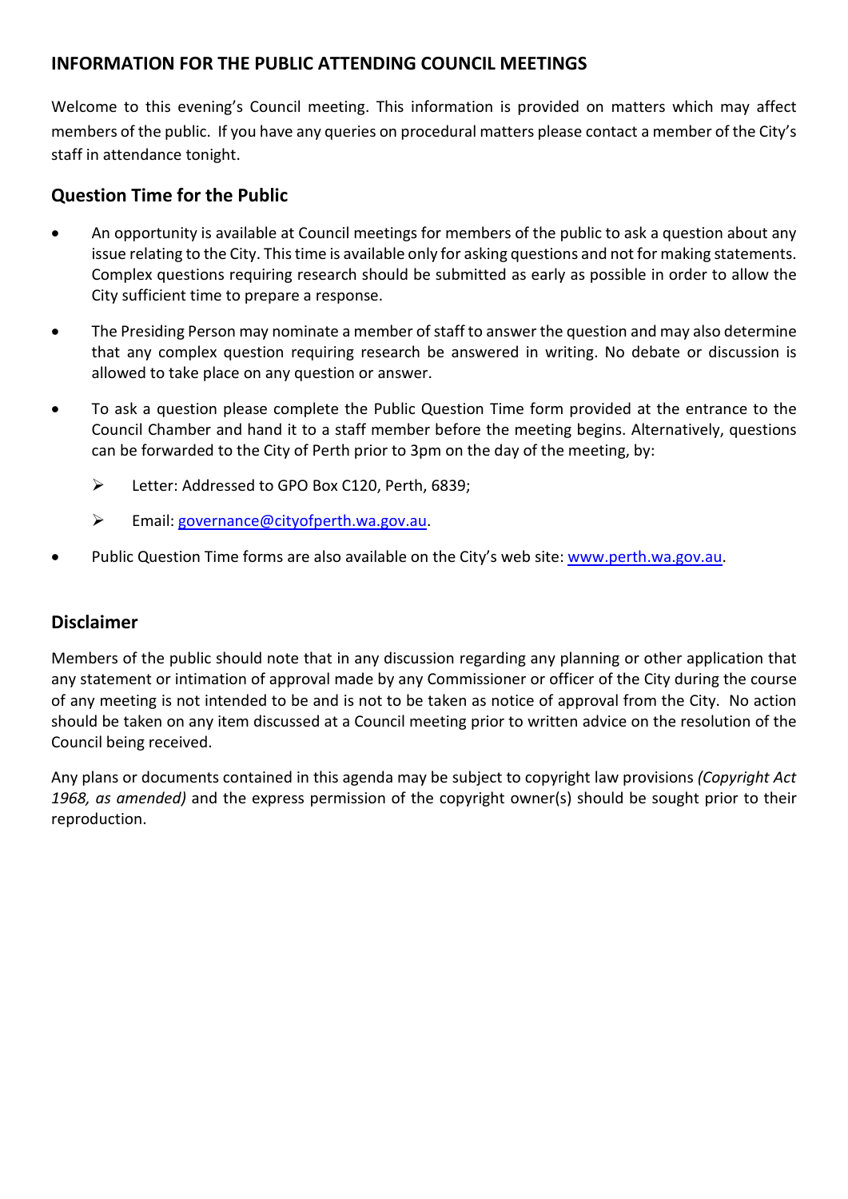## INFORMATION FOR THE PUBLIC ATTENDING COUNCIL MEETINGS

Welcome to this evening's Council meeting. This information is provided on matters which may affect members of the public. If you have any queries on procedural matters please contact a member of the City's staff in attendance tonight.

### Question Time for the Public

- An opportunity is available at Council meetings for members of the public to ask a question about any issue relating to the City. This time is available only for asking questions and not for making statements. Complex questions requiring research should be submitted as early as possible in order to allow the City sufficient time to prepare a response.
- The Presiding Person may nominate a member of staff to answer the question and may also determine that any complex question requiring research be answered in writing. No debate or discussion is allowed to take place on any question or answer.
- To ask a question please complete the Public Question Time form provided at the entrance to the Council Chamber and hand it to a staff member before the meeting begins. Alternatively, questions can be forwarded to the City of Perth prior to 3pm on the day of the meeting, by:
  - Letter: Addressed to GPO Box C120, Perth, 6839;
  - Email: [governance@cityofperth.wa.gov.au](mailto:governance@cityofperth.wa.gov.au).
- Public Question Time forms are also available on the City's web site: [www.perth.wa.gov.au](http://www.perth.wa.gov.au).

### Disclaimer

Members of the public should note that in any discussion regarding any planning or other application that any statement or intimation of approval made by any Commissioner or officer of the City during the course of any meeting is not intended to be and is not to be taken as notice of approval from the City. No action should be taken on any item discussed at a Council meeting prior to written advice on the resolution of the Council being received.

Any plans or documents contained in this agenda may be subject to copyright law provisions *(Copyright Act 1968, as amended)* and the express permission of the copyright owner(s) should be sought prior to their reproduction.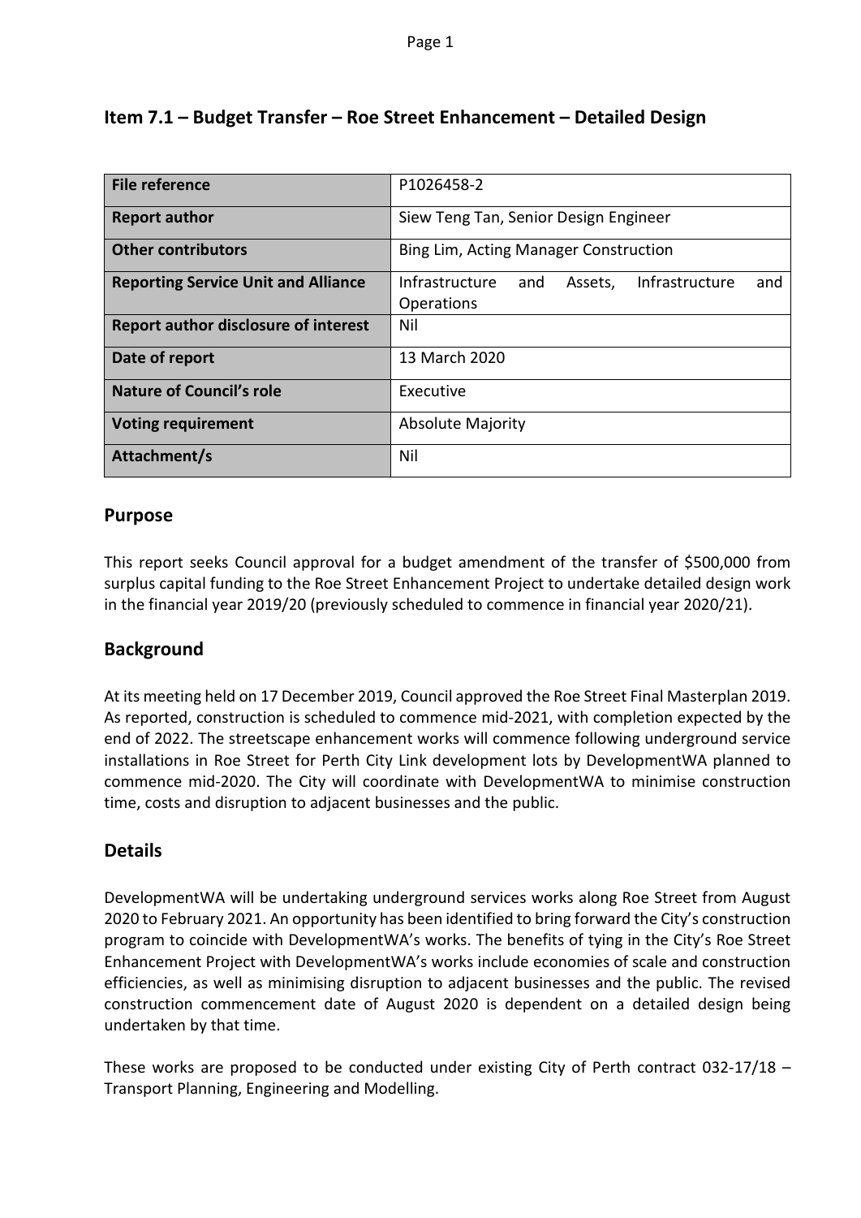## Item 7.1 – Budget Transfer – Roe Street Enhancement – Detailed Design

| File reference | P1026458-2 |
|---|---|
| **Report author** | Siew Teng Tan, Senior Design Engineer |
| **Other contributors** | Bing Lim, Acting Manager Construction |
| **Reporting Service Unit and Alliance** | Infrastructure and Assets, Infrastructure and Operations |
| **Report author disclosure of interest** | Nil |
| **Date of report** | 13 March 2020 |
| **Nature of Council's role** | Executive |
| **Voting requirement** | Absolute Majority |
| **Attachment/s** | Nil |

## Purpose

This report seeks Council approval for a budget amendment of the transfer of $500,000 from surplus capital funding to the Roe Street Enhancement Project to undertake detailed design work in the financial year 2019/20 (previously scheduled to commence in financial year 2020/21).

## Background

At its meeting held on 17 December 2019, Council approved the Roe Street Final Masterplan 2019. As reported, construction is scheduled to commence mid-2021, with completion expected by the end of 2022. The streetscape enhancement works will commence following underground service installations in Roe Street for Perth City Link development lots by DevelopmentWA planned to commence mid-2020. The City will coordinate with DevelopmentWA to minimise construction time, costs and disruption to adjacent businesses and the public.

## Details

DevelopmentWA will be undertaking underground services works along Roe Street from August 2020 to February 2021. An opportunity has been identified to bring forward the City's construction program to coincide with DevelopmentWA's works. The benefits of tying in the City's Roe Street Enhancement Project with DevelopmentWA's works include economies of scale and construction efficiencies, as well as minimising disruption to adjacent businesses and the public. The revised construction commencement date of August 2020 is dependent on a detailed design being undertaken by that time.

These works are proposed to be conducted under existing City of Perth contract 032-17/18 – Transport Planning, Engineering and Modelling.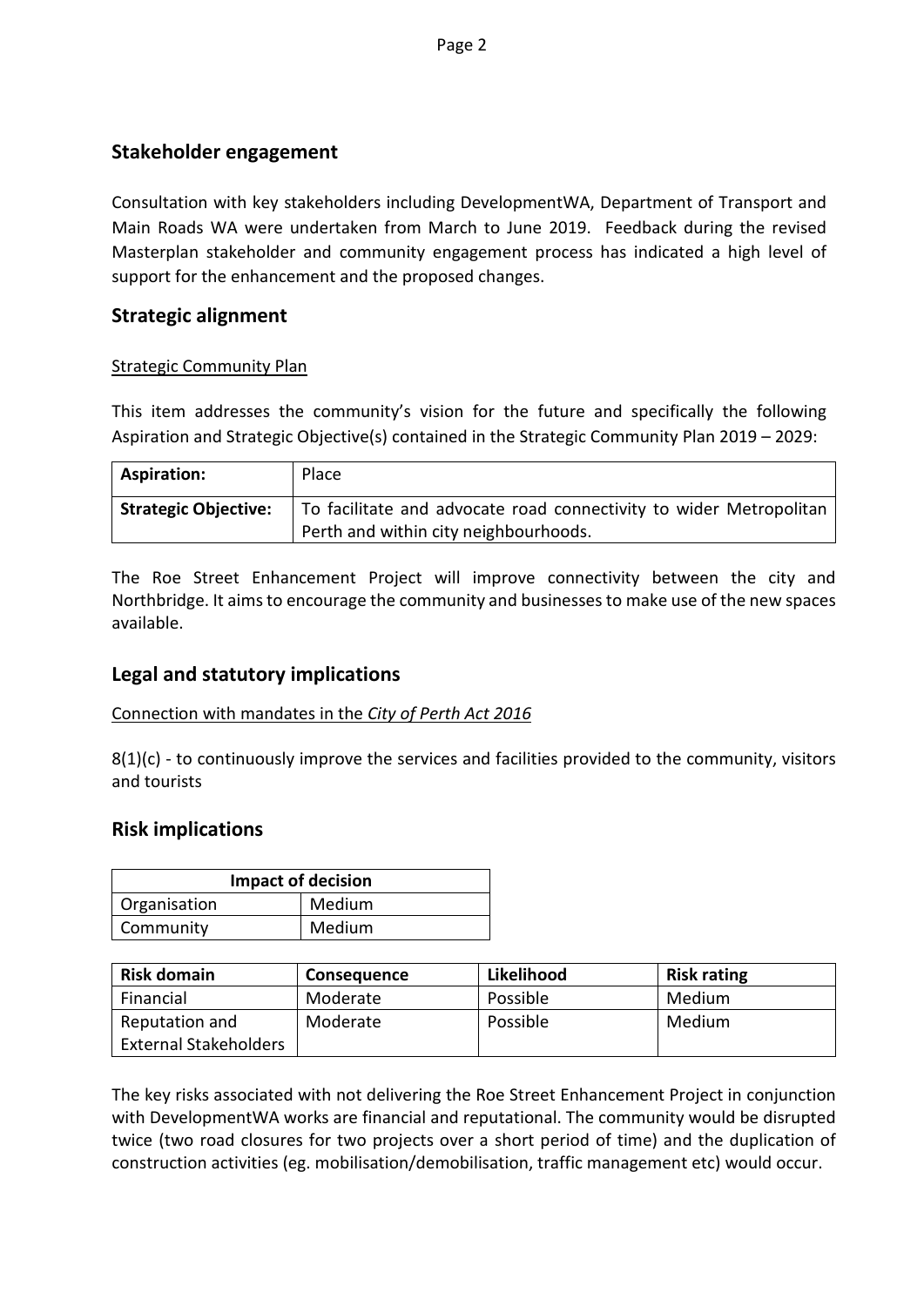## Stakeholder engagement

Consultation with key stakeholders including DevelopmentWA, Department of Transport and Main Roads WA were undertaken from March to June 2019. Feedback during the revised Masterplan stakeholder and community engagement process has indicated a high level of support for the enhancement and the proposed changes.

## Strategic alignment

Strategic Community Plan

This item addresses the community's vision for the future and specifically the following Aspiration and Strategic Objective(s) contained in the Strategic Community Plan 2019 – 2029:

| **Aspiration:** | Place |
|---|---|
| **Strategic Objective:** | To facilitate and advocate road connectivity to wider Metropolitan Perth and within city neighbourhoods. |

The Roe Street Enhancement Project will improve connectivity between the city and Northbridge. It aims to encourage the community and businesses to make use of the new spaces available.

## Legal and statutory implications

Connection with mandates in the *City of Perth Act 2016*

8(1)(c) - to continuously improve the services and facilities provided to the community, visitors and tourists

## Risk implications

| **Impact of decision** | |
|---|---|
| Organisation | Medium |
| Community | Medium |

| **Risk domain** | **Consequence** | **Likelihood** | **Risk rating** |
|---|---|---|---|
| Financial | Moderate | Possible | Medium |
| Reputation and External Stakeholders | Moderate | Possible | Medium |

The key risks associated with not delivering the Roe Street Enhancement Project in conjunction with DevelopmentWA works are financial and reputational. The community would be disrupted twice (two road closures for two projects over a short period of time) and the duplication of construction activities (eg. mobilisation/demobilisation, traffic management etc) would occur.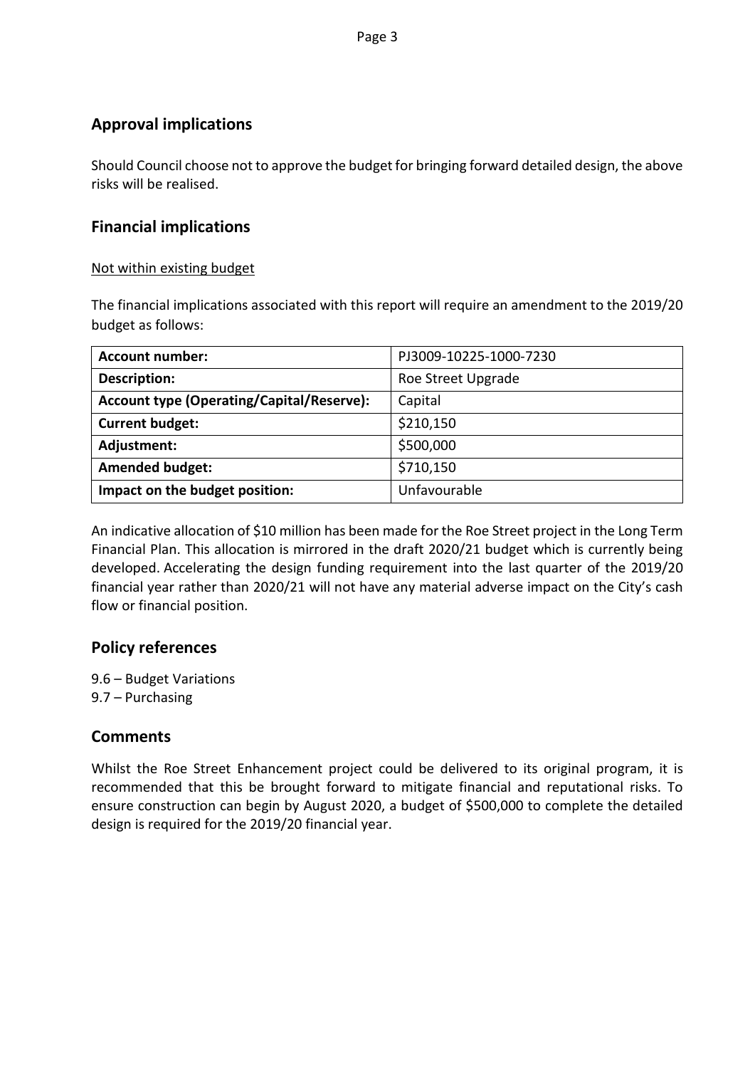## Approval implications

Should Council choose not to approve the budget for bringing forward detailed design, the above risks will be realised.

## Financial implications

<u>Not within existing budget</u>

The financial implications associated with this report will require an amendment to the 2019/20 budget as follows:

| **Account number:** | PJ3009-10225-1000-7230 |
|---|---|
| **Description:** | Roe Street Upgrade |
| **Account type (Operating/Capital/Reserve):** | Capital |
| **Current budget:** | $210,150 |
| **Adjustment:** | $500,000 |
| **Amended budget:** | $710,150 |
| **Impact on the budget position:** | Unfavourable |

An indicative allocation of $10 million has been made for the Roe Street project in the Long Term Financial Plan. This allocation is mirrored in the draft 2020/21 budget which is currently being developed. Accelerating the design funding requirement into the last quarter of the 2019/20 financial year rather than 2020/21 will not have any material adverse impact on the City's cash flow or financial position.

## Policy references

9.6 – Budget Variations
9.7 – Purchasing

## Comments

Whilst the Roe Street Enhancement project could be delivered to its original program, it is recommended that this be brought forward to mitigate financial and reputational risks. To ensure construction can begin by August 2020, a budget of $500,000 to complete the detailed design is required for the 2019/20 financial year.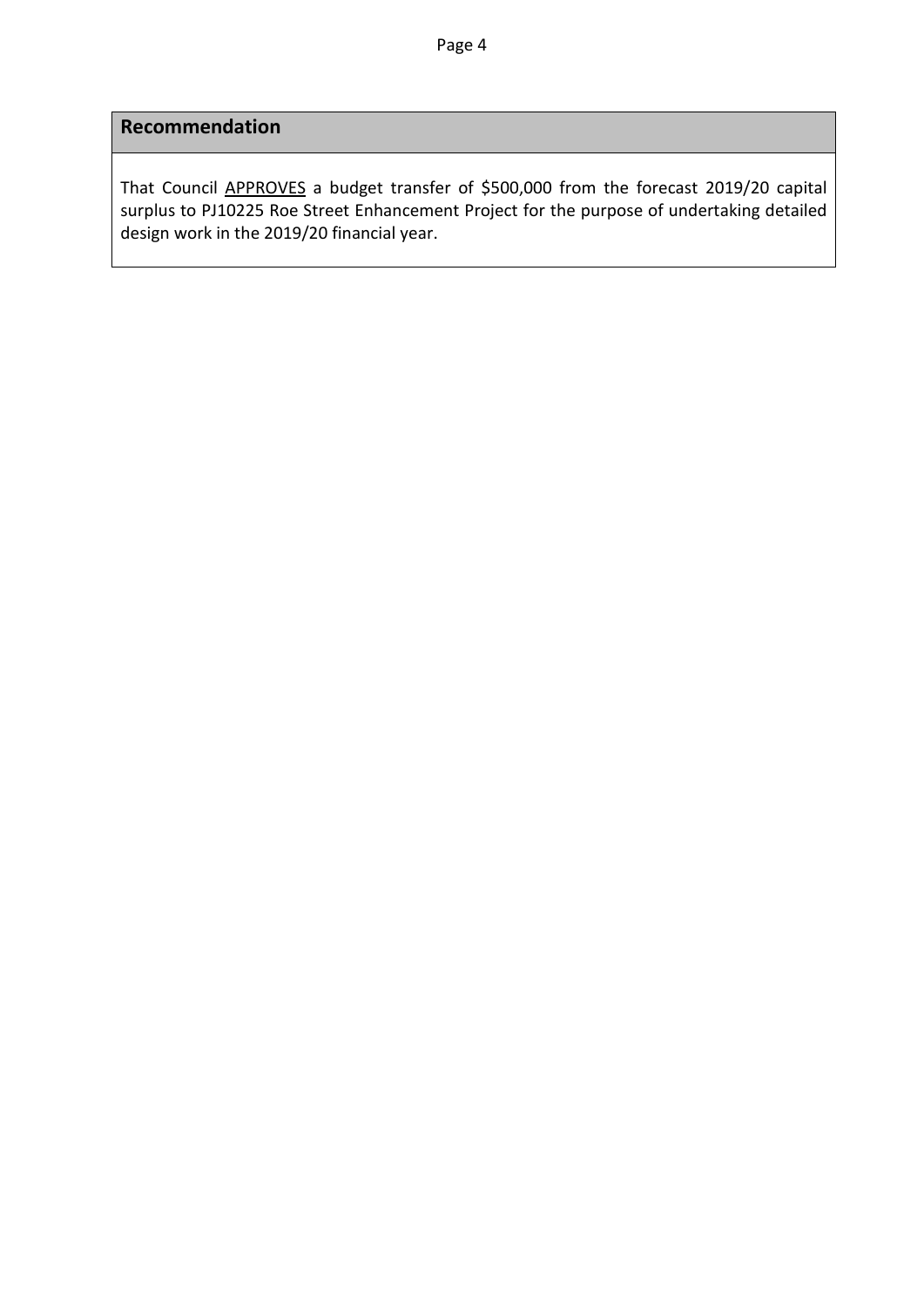## Recommendation

That Council APPROVES a budget transfer of $500,000 from the forecast 2019/20 capital surplus to PJ10225 Roe Street Enhancement Project for the purpose of undertaking detailed design work in the 2019/20 financial year.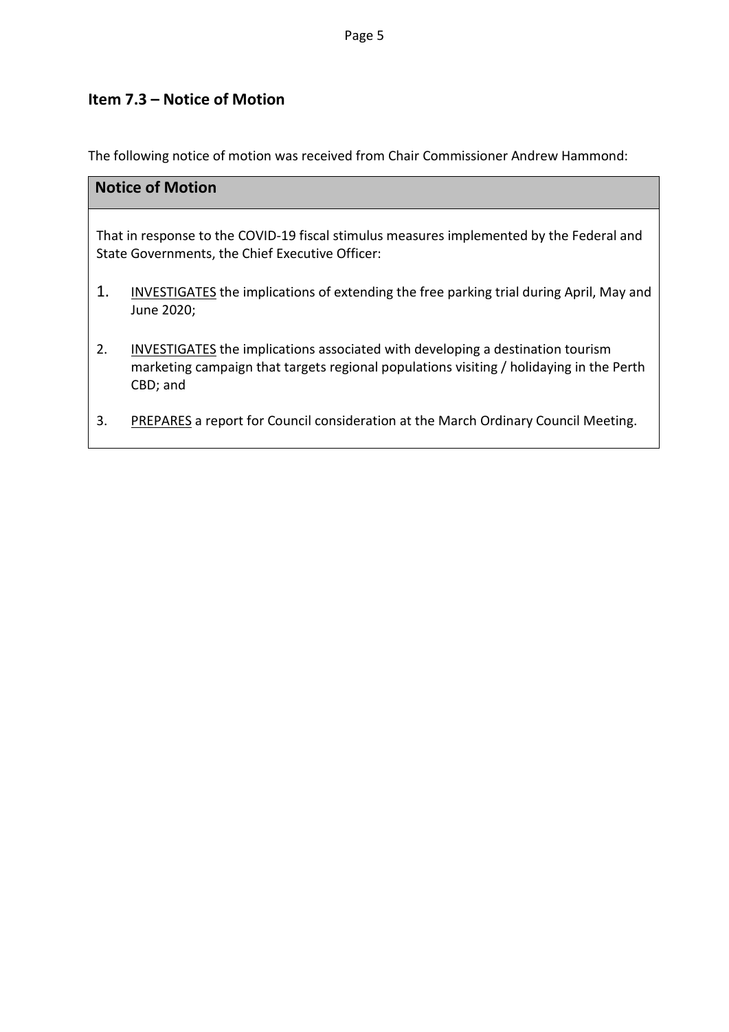## Item 7.3 – Notice of Motion

The following notice of motion was received from Chair Commissioner Andrew Hammond:

### Notice of Motion

That in response to the COVID-19 fiscal stimulus measures implemented by the Federal and State Governments, the Chief Executive Officer:

1. <u>INVESTIGATES</u> the implications of extending the free parking trial during April, May and June 2020;

2. <u>INVESTIGATES</u> the implications associated with developing a destination tourism marketing campaign that targets regional populations visiting / holidaying in the Perth CBD; and

3. <u>PREPARES</u> a report for Council consideration at the March Ordinary Council Meeting.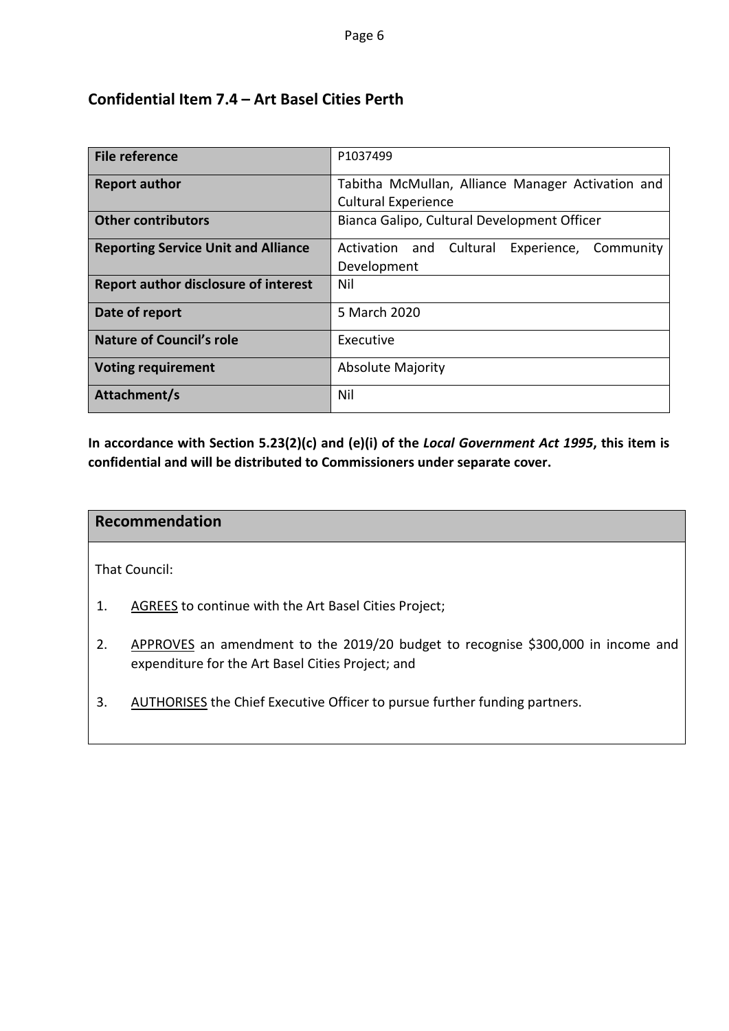## Confidential Item 7.4 – Art Basel Cities Perth

| | |
|---|---|
| **File reference** | P1037499 |
| **Report author** | Tabitha McMullan, Alliance Manager Activation and Cultural Experience |
| **Other contributors** | Bianca Galipo, Cultural Development Officer |
| **Reporting Service Unit and Alliance** | Activation and Cultural Experience, Community Development |
| **Report author disclosure of interest** | Nil |
| **Date of report** | 5 March 2020 |
| **Nature of Council's role** | Executive |
| **Voting requirement** | Absolute Majority |
| **Attachment/s** | Nil |

**In accordance with Section 5.23(2)(c) and (e)(i) of the *Local Government Act 1995*, this item is confidential and will be distributed to Commissioners under separate cover.**

### Recommendation

That Council:

1. AGREES to continue with the Art Basel Cities Project;
2. APPROVES an amendment to the 2019/20 budget to recognise $300,000 in income and expenditure for the Art Basel Cities Project; and
3. AUTHORISES the Chief Executive Officer to pursue further funding partners.